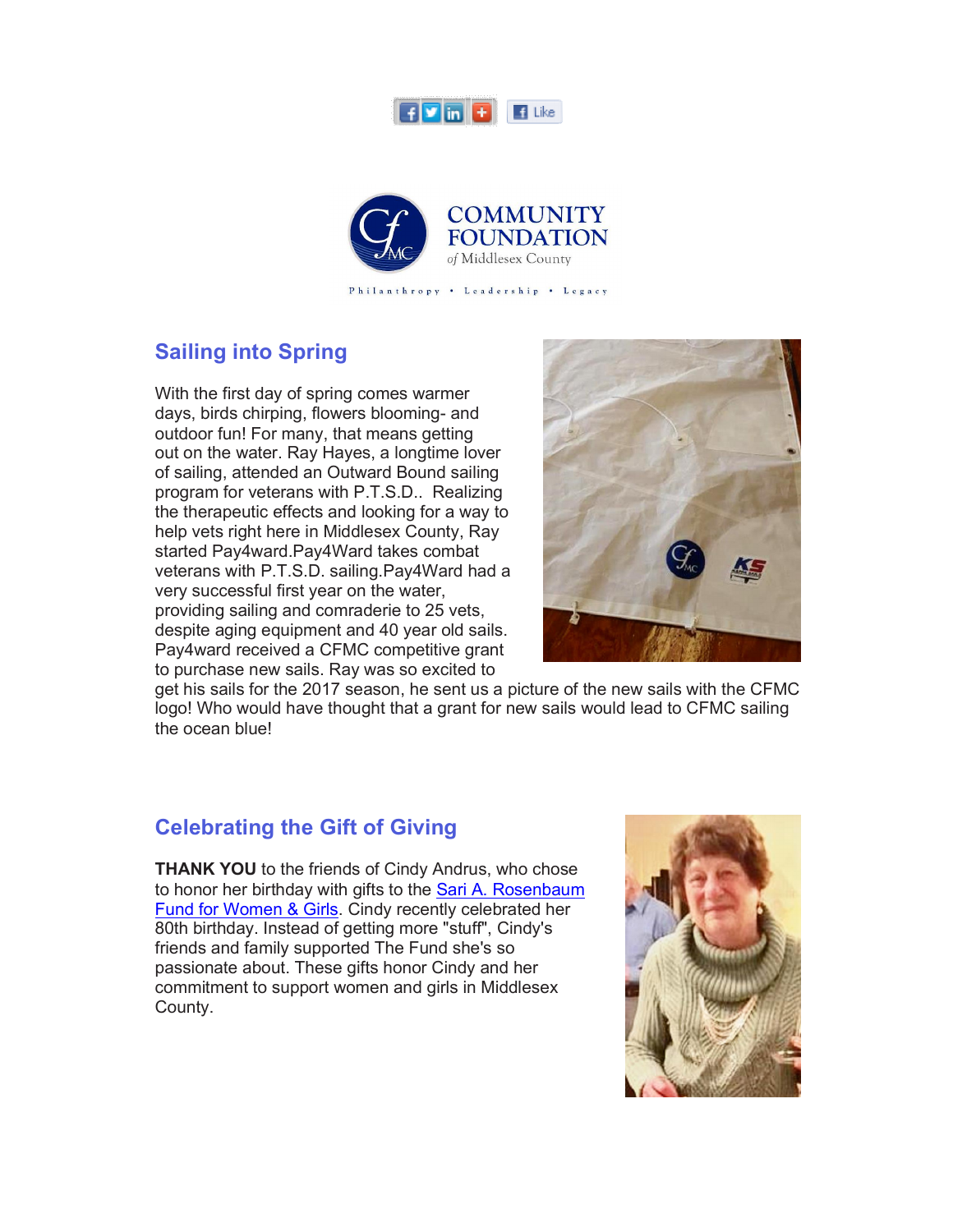COMMUNITY FOUNDATION
*of* Middlesex County

Philanthropy • Leadership • Legacy

## Sailing into Spring

With the first day of spring comes warmer days, birds chirping, flowers blooming- and outdoor fun! For many, that means getting out on the water. Ray Hayes, a longtime lover of sailing, attended an Outward Bound sailing program for veterans with P.T.S.D.. Realizing the therapeutic effects and looking for a way to help vets right here in Middlesex County, Ray started Pay4ward.Pay4Ward takes combat veterans with P.T.S.D. sailing.Pay4Ward had a very successful first year on the water, providing sailing and comraderie to 25 vets, despite aging equipment and 40 year old sails. Pay4ward received a CFMC competitive grant to purchase new sails. Ray was so excited to get his sails for the 2017 season, he sent us a picture of the new sails with the CFMC logo! Who would have thought that a grant for new sails would lead to CFMC sailing the ocean blue!

## Celebrating the Gift of Giving

**THANK YOU** to the friends of Cindy Andrus, who chose to honor her birthday with gifts to the Sari A. Rosenbaum Fund for Women & Girls. Cindy recently celebrated her 80th birthday. Instead of getting more "stuff", Cindy's friends and family supported The Fund she's so passionate about. These gifts honor Cindy and her commitment to support women and girls in Middlesex County.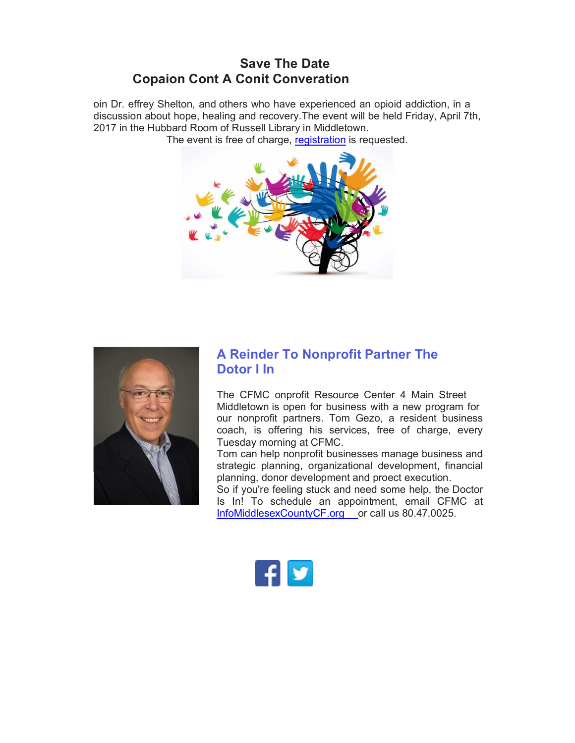**Save The Date**

**Copaion Cont A Conit Converation**

oin Dr. effrey Shelton, and others who have experienced an opioid addiction, in a discussion about hope, healing and recovery.The event will be held Friday, April 7th, 2017 in the Hubbard Room of Russell Library in Middletown.

The event is free of charge, registration is requested.

## A Reinder To Nonprofit Partner The Dotor I In

The CFMC onprofit Resource Center 4 Main Street Middletown is open for business with a new program for our nonprofit partners. Tom Gezo, a resident business coach, is offering his services, free of charge, every Tuesday morning at CFMC.

Tom can help nonprofit businesses manage business and strategic planning, organizational development, financial planning, donor development and proect execution.

So if you're feeling stuck and need some help, the Doctor Is In! To schedule an appointment, email CFMC at InfoMiddlesexCountyCF.org or call us 80.47.0025.